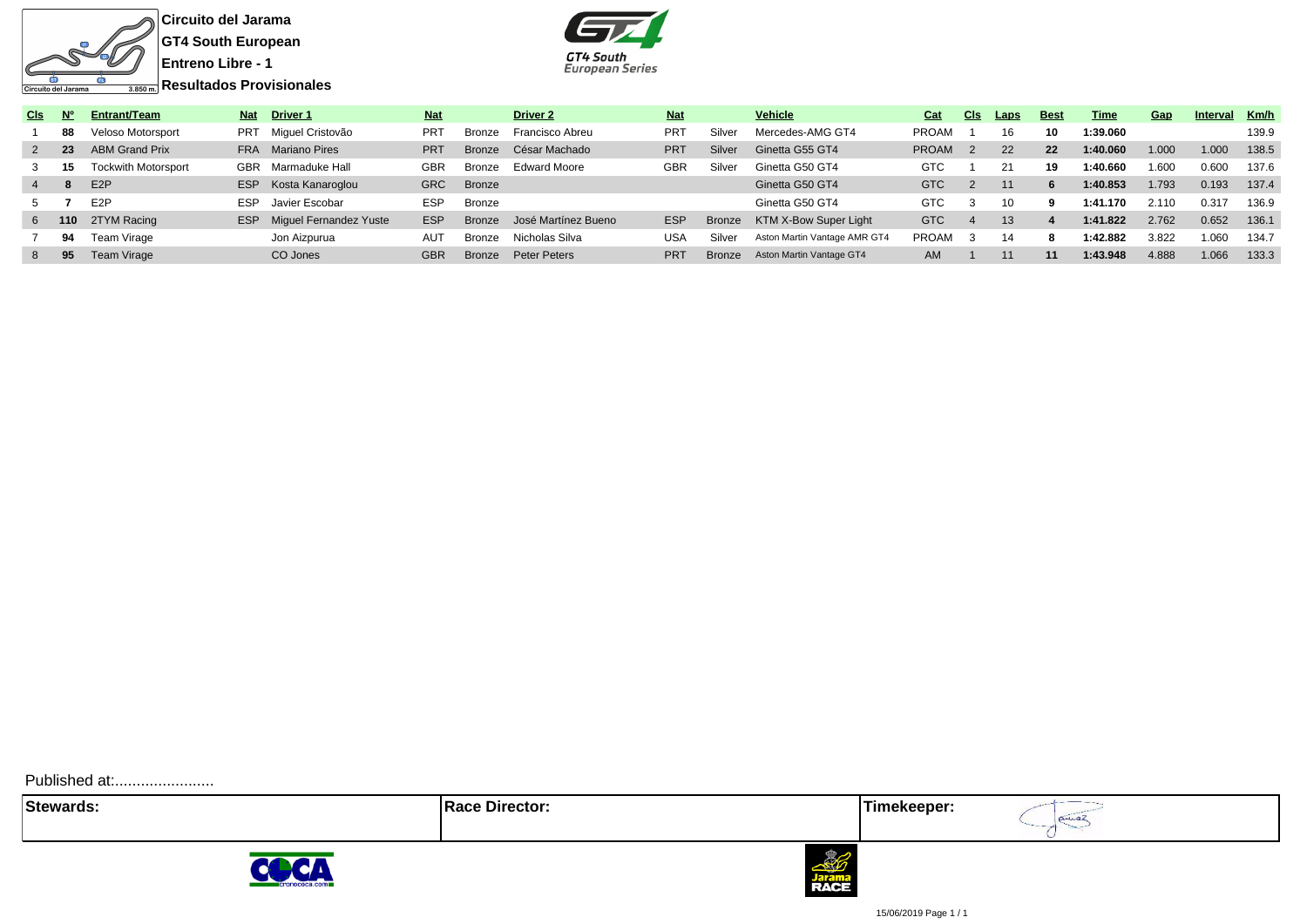**Circuito del Jarama**
**GT4 South European**
**Entreno Libre - 1**
**Resultados Provisionales**

| Cls | Nº | Entrant/Team | Nat | Driver 1 | Nat | | Driver 2 | Nat | | Vehicle | Cat | Cls | Laps | Best | Time | Gap | Interval | Km/h |
|---|---|---|---|---|---|---|---|---|---|---|---|---|---|---|---|---|---|---|
| 1 | 88 | Veloso Motorsport | PRT | Miguel Cristovão | PRT | Bronze | Francisco Abreu | PRT | Silver | Mercedes-AMG GT4 | PROAM | 1 | 16 | 10 | 1:39.060 | | | 139.9 |
| 2 | 23 | ABM Grand Prix | FRA | Mariano Pires | PRT | Bronze | César Machado | PRT | Silver | Ginetta G55 GT4 | PROAM | 2 | 22 | 22 | 1:40.060 | 1.000 | 1.000 | 138.5 |
| 3 | 15 | Tockwith Motorsport | GBR | Marmaduke Hall | GBR | Bronze | Edward Moore | GBR | Silver | Ginetta G50 GT4 | GTC | 1 | 21 | 19 | 1:40.660 | 1.600 | 0.600 | 137.6 |
| 4 | 8 | E2P | ESP | Kosta Kanaroglou | GRC | Bronze | | | | Ginetta G50 GT4 | GTC | 2 | 11 | 6 | 1:40.853 | 1.793 | 0.193 | 137.4 |
| 5 | 7 | E2P | ESP | Javier Escobar | ESP | Bronze | | | | Ginetta G50 GT4 | GTC | 3 | 10 | 9 | 1:41.170 | 2.110 | 0.317 | 136.9 |
| 6 | 110 | 2TYM Racing | ESP | Miguel Fernandez Yuste | ESP | Bronze | José Martínez Bueno | ESP | Bronze | KTM X-Bow Super Light | GTC | 4 | 13 | 4 | 1:41.822 | 2.762 | 0.652 | 136.1 |
| 7 | 94 | Team Virage | | Jon Aizpurua | AUT | Bronze | Nicholas Silva | USA | Silver | Aston Martin Vantage AMR GT4 | PROAM | 3 | 14 | 8 | 1:42.882 | 3.822 | 1.060 | 134.7 |
| 8 | 95 | Team Virage | | CO Jones | GBR | Bronze | Peter Peters | PRT | Bronze | Aston Martin Vantage GT4 | AM | 1 | 11 | 11 | 1:43.948 | 4.888 | 1.066 | 133.3 |

Published at:.......................

| Stewards: | Race Director: | Timekeeper: |
|---|---|---|
| | | |

15/06/2019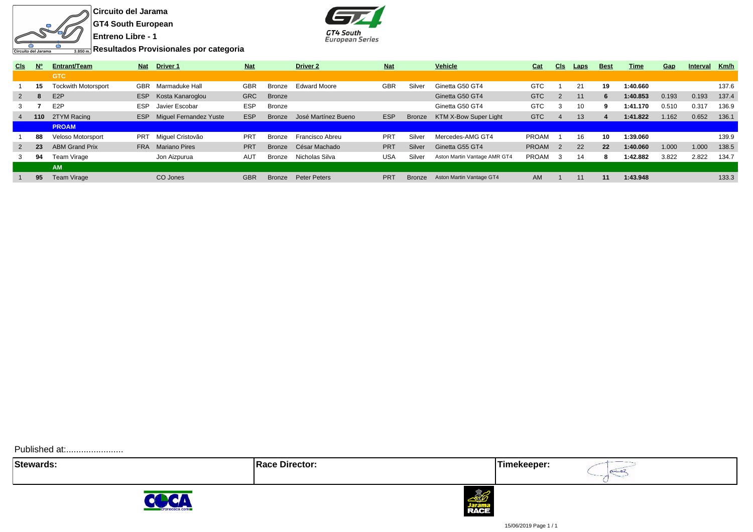**Circuito del Jarama**

**GT4 South European**

**Entreno Libre - 1**

**Resultados Provisionales por categoria**

| Cls | Nº | Entrant/Team | Nat | Driver 1 | Nat | | Driver 2 | Nat | | Vehicle | Cat | Cls | Laps | Best | Time | Gap | Interval | Km/h |
|---|---|---|---|---|---|---|---|---|---|---|---|---|---|---|---|---|---|---|
| | | **GTC** | | | | | | | | | | | | | | | | |
| 1 | **15** | Tockwith Motorsport | GBR | Marmaduke Hall | GBR | Bronze | Edward Moore | GBR | Silver | Ginetta G50 GT4 | GTC | 1 | 21 | **19** | **1:40.660** | | | 137.6 |
| 2 | **8** | E2P | ESP | Kosta Kanaroglou | GRC | Bronze | | | | Ginetta G50 GT4 | GTC | 2 | 11 | **6** | **1:40.853** | 0.193 | 0.193 | 137.4 |
| 3 | **7** | E2P | ESP | Javier Escobar | ESP | Bronze | | | | Ginetta G50 GT4 | GTC | 3 | 10 | **9** | **1:41.170** | 0.510 | 0.317 | 136.9 |
| 4 | **110** | 2TYM Racing | ESP | Miguel Fernandez Yuste | ESP | Bronze | José Martínez Bueno | ESP | Bronze | KTM X-Bow Super Light | GTC | 4 | 13 | **4** | **1:41.822** | 1.162 | 0.652 | 136.1 |
| | | **PROAM** | | | | | | | | | | | | | | | | |
| 1 | **88** | Veloso Motorsport | PRT | Miguel Cristovão | PRT | Bronze | Francisco Abreu | PRT | Silver | Mercedes-AMG GT4 | PROAM | 1 | 16 | **10** | **1:39.060** | | | 139.9 |
| 2 | **23** | ABM Grand Prix | FRA | Mariano Pires | PRT | Bronze | César Machado | PRT | Silver | Ginetta G55 GT4 | PROAM | 2 | 22 | **22** | **1:40.060** | 1.000 | 1.000 | 138.5 |
| 3 | **94** | Team Virage | | Jon Aizpurua | AUT | Bronze | Nicholas Silva | USA | Silver | Aston Martin Vantage AMR GT4 | PROAM | 3 | 14 | **8** | **1:42.882** | 3.822 | 2.822 | 134.7 |
| | | **AM** | | | | | | | | | | | | | | | | |
| 1 | **95** | Team Virage | | CO Jones | GBR | Bronze | Peter Peters | PRT | Bronze | Aston Martin Vantage GT4 | AM | 1 | 11 | **11** | **1:43.948** | | | 133.3 |

Published at:.......................

| Stewards: | Race Director: | Timekeeper: |
|---|---|---|
| | | |

15/06/2019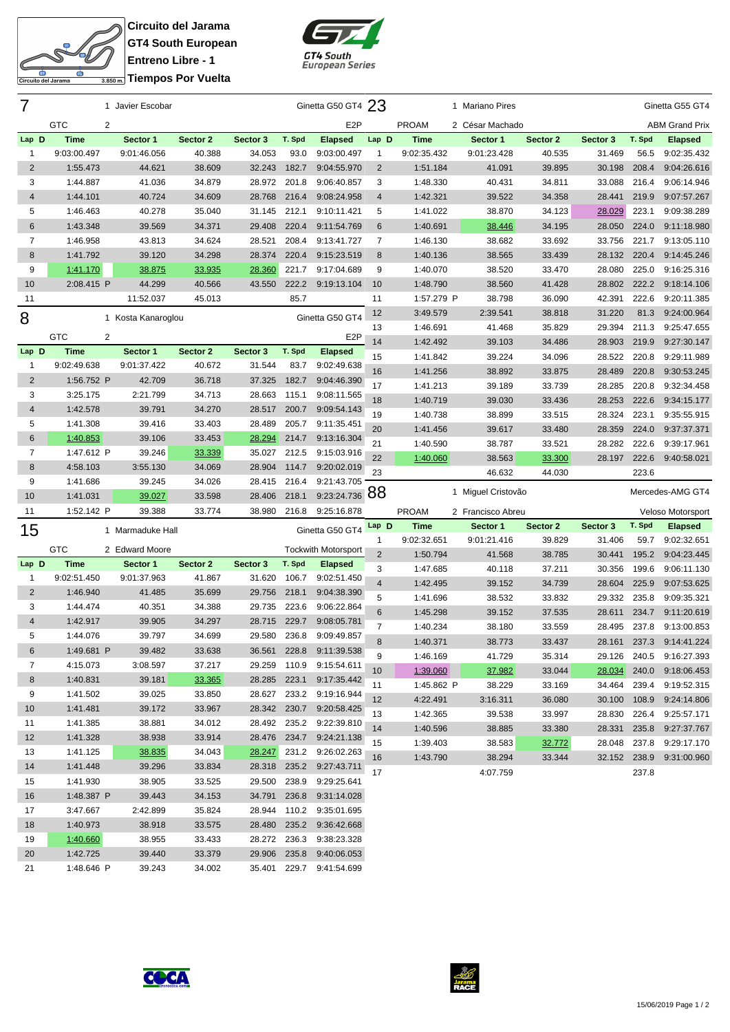**Circuito del Jarama**
**GT4 South European**
**Entreno Libre - 1**
**Tiempos Por Vuelta**

Circuito del Jarama 3.850 m.

## 7

1 Javier Escobar — Ginetta G50 GT4
GTC — 2 — E2P

| Lap | D | Time | Sector 1 | Sector 2 | Sector 3 | T. Spd | Elapsed |
|---|---|---|---|---|---|---|---|
| 1 | | 9:03:00.497 | 9:01:46.056 | 40.388 | 34.053 | 93.0 | 9:03:00.497 |
| 2 | | 1:55.473 | 44.621 | 38.609 | 32.243 | 182.7 | 9:04:55.970 |
| 3 | | 1:44.887 | 41.036 | 34.879 | 28.972 | 201.8 | 9:06:40.857 |
| 4 | | 1:44.101 | 40.724 | 34.609 | 28.768 | 216.4 | 9:08:24.958 |
| 5 | | 1:46.463 | 40.278 | 35.040 | 31.145 | 212.1 | 9:10:11.421 |
| 6 | | 1:43.348 | 39.569 | 34.371 | 29.408 | 220.4 | 9:11:54.769 |
| 7 | | 1:46.958 | 43.813 | 34.624 | 28.521 | 208.4 | 9:13:41.727 |
| 8 | | 1:41.792 | 39.120 | 34.298 | 28.374 | 220.4 | 9:15:23.519 |
| 9 | | 1:41.170 | 38.875 | 33.935 | 28.360 | 221.7 | 9:17:04.689 |
| 10 | | 2:08.415 P | 44.299 | 40.566 | 43.550 | 222.2 | 9:19:13.104 |
| 11 | | | 11:52.037 | 45.013 | | 85.7 | |

## 8

1 Kosta Kanaroglou — Ginetta G50 GT4
GTC — 2 — E2P

| Lap | D | Time | Sector 1 | Sector 2 | Sector 3 | T. Spd | Elapsed |
|---|---|---|---|---|---|---|---|
| 1 | | 9:02:49.638 | 9:01:37.422 | 40.672 | 31.544 | 83.7 | 9:02:49.638 |
| 2 | | 1:56.752 P | 42.709 | 36.718 | 37.325 | 182.7 | 9:04:46.390 |
| 3 | | 3:25.175 | 2:21.799 | 34.713 | 28.663 | 115.1 | 9:08:11.565 |
| 4 | | 1:42.578 | 39.791 | 34.270 | 28.517 | 200.7 | 9:09:54.143 |
| 5 | | 1:41.308 | 39.416 | 33.403 | 28.489 | 205.7 | 9:11:35.451 |
| 6 | | 1:40.853 | 39.106 | 33.453 | 28.294 | 214.7 | 9:13:16.304 |
| 7 | | 1:47.612 P | 39.246 | 33.339 | 35.027 | 212.5 | 9:15:03.916 |
| 8 | | 4:58.103 | 3:55.130 | 34.069 | 28.904 | 114.7 | 9:20:02.019 |
| 9 | | 1:41.686 | 39.245 | 34.026 | 28.415 | 216.4 | 9:21:43.705 |
| 10 | | 1:41.031 | 39.027 | 33.598 | 28.406 | 218.1 | 9:23:24.736 |
| 11 | | 1:52.142 P | 39.388 | 33.774 | 38.980 | 216.8 | 9:25:16.878 |

## 15

1 Marmaduke Hall — Ginetta G50 GT4
GTC — 2 Edward Moore — Tockwith Motorsport

| Lap | D | Time | Sector 1 | Sector 2 | Sector 3 | T. Spd | Elapsed |
|---|---|---|---|---|---|---|---|
| 1 | | 9:02:51.450 | 9:01:37.963 | 41.867 | 31.620 | 106.7 | 9:02:51.450 |
| 2 | | 1:46.940 | 41.485 | 35.699 | 29.756 | 218.1 | 9:04:38.390 |
| 3 | | 1:44.474 | 40.351 | 34.388 | 29.735 | 223.6 | 9:06:22.864 |
| 4 | | 1:42.917 | 39.905 | 34.297 | 28.715 | 229.7 | 9:08:05.781 |
| 5 | | 1:44.076 | 39.797 | 34.699 | 29.580 | 236.8 | 9:09:49.857 |
| 6 | | 1:49.681 P | 39.482 | 33.638 | 36.561 | 228.8 | 9:11:39.538 |
| 7 | | 4:15.073 | 3:08.597 | 37.217 | 29.259 | 110.9 | 9:15:54.611 |
| 8 | | 1:40.831 | 39.181 | 33.365 | 28.285 | 223.1 | 9:17:35.442 |
| 9 | | 1:41.502 | 39.025 | 33.850 | 28.627 | 233.2 | 9:19:16.944 |
| 10 | | 1:41.481 | 39.172 | 33.967 | 28.342 | 230.7 | 9:20:58.425 |
| 11 | | 1:41.385 | 38.881 | 34.012 | 28.492 | 235.2 | 9:22:39.810 |
| 12 | | 1:41.328 | 38.938 | 33.914 | 28.476 | 234.7 | 9:24:21.138 |
| 13 | | 1:41.125 | 38.835 | 34.043 | 28.247 | 231.2 | 9:26:02.263 |
| 14 | | 1:41.448 | 39.296 | 33.834 | 28.318 | 235.2 | 9:27:43.711 |
| 15 | | 1:41.930 | 38.905 | 33.525 | 29.500 | 238.9 | 9:29:25.641 |
| 16 | | 1:48.387 P | 39.443 | 34.153 | 34.791 | 236.8 | 9:31:14.028 |
| 17 | | 3:47.667 | 2:42.899 | 35.824 | 28.944 | 110.2 | 9:35:01.695 |
| 18 | | 1:40.973 | 38.918 | 33.575 | 28.480 | 235.2 | 9:36:42.668 |
| 19 | | 1:40.660 | 38.955 | 33.433 | 28.272 | 236.3 | 9:38:23.328 |
| 20 | | 1:42.725 | 39.440 | 33.379 | 29.906 | 235.8 | 9:40:06.053 |
| 21 | | 1:48.646 P | 39.243 | 34.002 | 35.401 | 229.7 | 9:41:54.699 |

## 23

1 Mariano Pires — Ginetta G55 GT4
PROAM — 2 César Machado — ABM Grand Prix

| Lap | D | Time | Sector 1 | Sector 2 | Sector 3 | T. Spd | Elapsed |
|---|---|---|---|---|---|---|---|
| 1 | | 9:02:35.432 | 9:01:23.428 | 40.535 | 31.469 | 56.5 | 9:02:35.432 |
| 2 | | 1:51.184 | 41.091 | 39.895 | 30.198 | 208.4 | 9:04:26.616 |
| 3 | | 1:48.330 | 40.431 | 34.811 | 33.088 | 216.4 | 9:06:14.946 |
| 4 | | 1:42.321 | 39.522 | 34.358 | 28.441 | 219.9 | 9:07:57.267 |
| 5 | | 1:41.022 | 38.870 | 34.123 | 28.029 | 223.1 | 9:09:38.289 |
| 6 | | 1:40.691 | 38.446 | 34.195 | 28.050 | 224.0 | 9:11:18.980 |
| 7 | | 1:46.130 | 38.682 | 33.692 | 33.756 | 221.7 | 9:13:05.110 |
| 8 | | 1:40.136 | 38.565 | 33.439 | 28.132 | 220.4 | 9:14:45.246 |
| 9 | | 1:40.070 | 38.520 | 33.470 | 28.080 | 225.0 | 9:16:25.316 |
| 10 | | 1:48.790 | 38.560 | 41.428 | 28.802 | 222.2 | 9:18:14.106 |
| 11 | | 1:57.279 P | 38.798 | 36.090 | 42.391 | 222.6 | 9:20:11.385 |
| 12 | | 3:49.579 | 2:39.541 | 38.818 | 31.220 | 81.3 | 9:24:00.964 |
| 13 | | 1:46.691 | 41.468 | 35.829 | 29.394 | 211.3 | 9:25:47.655 |
| 14 | | 1:42.492 | 39.103 | 34.486 | 28.903 | 219.9 | 9:27:30.147 |
| 15 | | 1:41.842 | 39.224 | 34.096 | 28.522 | 220.8 | 9:29:11.989 |
| 16 | | 1:41.256 | 38.892 | 33.875 | 28.489 | 220.8 | 9:30:53.245 |
| 17 | | 1:41.213 | 39.189 | 33.739 | 28.285 | 220.8 | 9:32:34.458 |
| 18 | | 1:40.719 | 39.030 | 33.436 | 28.253 | 222.6 | 9:34:15.177 |
| 19 | | 1:40.738 | 38.899 | 33.515 | 28.324 | 223.1 | 9:35:55.915 |
| 20 | | 1:41.456 | 39.617 | 33.480 | 28.359 | 224.0 | 9:37:37.371 |
| 21 | | 1:40.590 | 38.787 | 33.521 | 28.282 | 222.6 | 9:39:17.961 |
| 22 | | 1:40.060 | 38.563 | 33.300 | 28.197 | 222.6 | 9:40:58.021 |
| 23 | | | 46.632 | 44.030 | | 223.6 | |

## 88

1 Miguel Cristovão — Mercedes-AMG GT4
PROAM — 2 Francisco Abreu — Veloso Motorsport

| Lap | D | Time | Sector 1 | Sector 2 | Sector 3 | T. Spd | Elapsed |
|---|---|---|---|---|---|---|---|
| 1 | | 9:02:32.651 | 9:01:21.416 | 39.829 | 31.406 | 59.7 | 9:02:32.651 |
| 2 | | 1:50.794 | 41.568 | 38.785 | 30.441 | 195.2 | 9:04:23.445 |
| 3 | | 1:47.685 | 40.118 | 37.211 | 30.356 | 199.6 | 9:06:11.130 |
| 4 | | 1:42.495 | 39.152 | 34.739 | 28.604 | 225.9 | 9:07:53.625 |
| 5 | | 1:41.696 | 38.532 | 33.832 | 29.332 | 235.8 | 9:09:35.321 |
| 6 | | 1:45.298 | 39.152 | 37.535 | 28.611 | 234.7 | 9:11:20.619 |
| 7 | | 1:40.234 | 38.180 | 33.559 | 28.495 | 237.8 | 9:13:00.853 |
| 8 | | 1:40.371 | 38.773 | 33.437 | 28.161 | 237.3 | 9:14:41.224 |
| 9 | | 1:46.169 | 41.729 | 35.314 | 29.126 | 240.5 | 9:16:27.393 |
| 10 | | 1:39.060 | 37.982 | 33.044 | 28.034 | 240.0 | 9:18:06.453 |
| 11 | | 1:45.862 P | 38.229 | 33.169 | 34.464 | 239.4 | 9:19:52.315 |
| 12 | | 4:22.491 | 3:16.311 | 36.080 | 30.100 | 108.9 | 9:24:14.806 |
| 13 | | 1:42.365 | 39.538 | 33.997 | 28.830 | 226.4 | 9:25:57.171 |
| 14 | | 1:40.596 | 38.885 | 33.380 | 28.331 | 235.8 | 9:27:37.767 |
| 15 | | 1:39.403 | 38.583 | 32.772 | 28.048 | 237.8 | 9:29:17.170 |
| 16 | | 1:43.790 | 38.294 | 33.344 | 32.152 | 238.9 | 9:31:00.960 |
| 17 | | | 4:07.759 | | | 237.8 | |

15/06/2019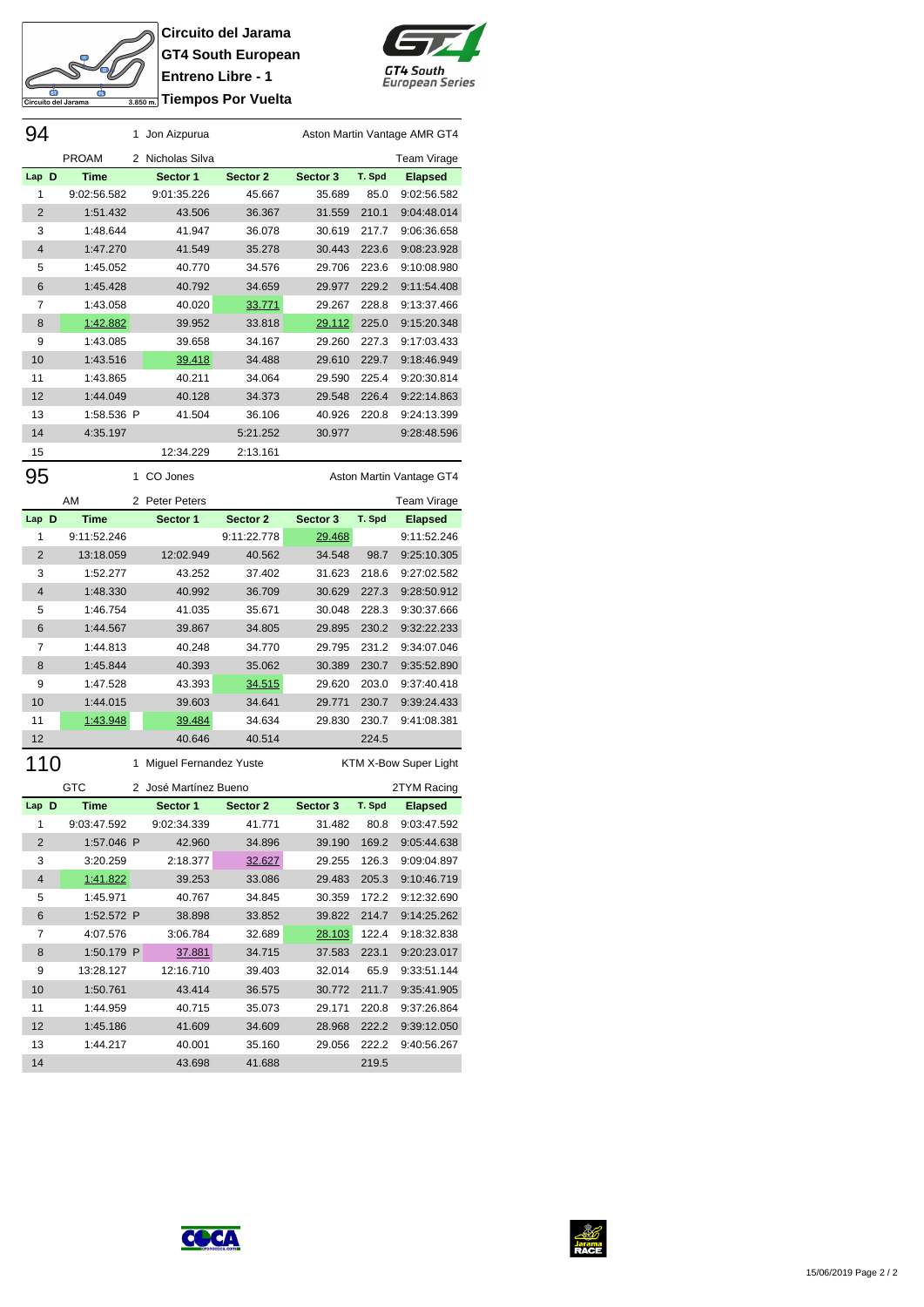**Circuito del Jarama**
**GT4 South European**
**Entreno Libre - 1**
**Tiempos Por Vuelta**

Circuito del Jarama 3.850 m.

GT4 South European Series

## 94

1 Jon Aizpurua — Aston Martin Vantage AMR GT4

PROAM — 2 Nicholas Silva — Team Virage

| Lap | D | Time | | Sector 1 | Sector 2 | Sector 3 | T. Spd | Elapsed |
|---|---|---|---|---|---|---|---|---|
| 1 | | 9:02:56.582 | | 9:01:35.226 | 45.667 | 35.689 | 85.0 | 9:02:56.582 |
| 2 | | 1:51.432 | | 43.506 | 36.367 | 31.559 | 210.1 | 9:04:48.014 |
| 3 | | 1:48.644 | | 41.947 | 36.078 | 30.619 | 217.7 | 9:06:36.658 |
| 4 | | 1:47.270 | | 41.549 | 35.278 | 30.443 | 223.6 | 9:08:23.928 |
| 5 | | 1:45.052 | | 40.770 | 34.576 | 29.706 | 223.6 | 9:10:08.980 |
| 6 | | 1:45.428 | | 40.792 | 34.659 | 29.977 | 229.2 | 9:11:54.408 |
| 7 | | 1:43.058 | | 40.020 | 33.771 | 29.267 | 228.8 | 9:13:37.466 |
| 8 | | 1:42.882 | | 39.952 | 33.818 | 29.112 | 225.0 | 9:15:20.348 |
| 9 | | 1:43.085 | | 39.658 | 34.167 | 29.260 | 227.3 | 9:17:03.433 |
| 10 | | 1:43.516 | | 39.418 | 34.488 | 29.610 | 229.7 | 9:18:46.949 |
| 11 | | 1:43.865 | | 40.211 | 34.064 | 29.590 | 225.4 | 9:20:30.814 |
| 12 | | 1:44.049 | | 40.128 | 34.373 | 29.548 | 226.4 | 9:22:14.863 |
| 13 | | 1:58.536 | P | 41.504 | 36.106 | 40.926 | 220.8 | 9:24:13.399 |
| 14 | | 4:35.197 | | | 5:21.252 | 30.977 | | 9:28:48.596 |
| 15 | | | | 12:34.229 | 2:13.161 | | | |

## 95

1 CO Jones — Aston Martin Vantage GT4

AM — 2 Peter Peters — Team Virage

| Lap | D | Time | | Sector 1 | Sector 2 | Sector 3 | T. Spd | Elapsed |
|---|---|---|---|---|---|---|---|---|
| 1 | | 9:11:52.246 | | | 9:11:22.778 | 29.468 | | 9:11:52.246 |
| 2 | | 13:18.059 | | 12:02.949 | 40.562 | 34.548 | 98.7 | 9:25:10.305 |
| 3 | | 1:52.277 | | 43.252 | 37.402 | 31.623 | 218.6 | 9:27:02.582 |
| 4 | | 1:48.330 | | 40.992 | 36.709 | 30.629 | 227.3 | 9:28:50.912 |
| 5 | | 1:46.754 | | 41.035 | 35.671 | 30.048 | 228.3 | 9:30:37.666 |
| 6 | | 1:44.567 | | 39.867 | 34.805 | 29.895 | 230.2 | 9:32:22.233 |
| 7 | | 1:44.813 | | 40.248 | 34.770 | 29.795 | 231.2 | 9:34:07.046 |
| 8 | | 1:45.844 | | 40.393 | 35.062 | 30.389 | 230.7 | 9:35:52.890 |
| 9 | | 1:47.528 | | 43.393 | 34.515 | 29.620 | 203.0 | 9:37:40.418 |
| 10 | | 1:44.015 | | 39.603 | 34.641 | 29.771 | 230.7 | 9:39:24.433 |
| 11 | | 1:43.948 | | 39.484 | 34.634 | 29.830 | 230.7 | 9:41:08.381 |
| 12 | | | | 40.646 | 40.514 | | 224.5 | |

## 110

1 Miguel Fernandez Yuste — KTM X-Bow Super Light

GTC — 2 José Martínez Bueno — 2TYM Racing

| Lap | D | Time | | Sector 1 | Sector 2 | Sector 3 | T. Spd | Elapsed |
|---|---|---|---|---|---|---|---|---|
| 1 | | 9:03:47.592 | | 9:02:34.339 | 41.771 | 31.482 | 80.8 | 9:03:47.592 |
| 2 | | 1:57.046 | P | 42.960 | 34.896 | 39.190 | 169.2 | 9:05:44.638 |
| 3 | | 3:20.259 | | 2:18.377 | 32.627 | 29.255 | 126.3 | 9:09:04.897 |
| 4 | | 1:41.822 | | 39.253 | 33.086 | 29.483 | 205.3 | 9:10:46.719 |
| 5 | | 1:45.971 | | 40.767 | 34.845 | 30.359 | 172.2 | 9:12:32.690 |
| 6 | | 1:52.572 | P | 38.898 | 33.852 | 39.822 | 214.7 | 9:14:25.262 |
| 7 | | 4:07.576 | | 3:06.784 | 32.689 | 28.103 | 122.4 | 9:18:32.838 |
| 8 | | 1:50.179 | P | 37.881 | 34.715 | 37.583 | 223.1 | 9:20:23.017 |
| 9 | | 13:28.127 | | 12:16.710 | 39.403 | 32.014 | 65.9 | 9:33:51.144 |
| 10 | | 1:50.761 | | 43.414 | 36.575 | 30.772 | 211.7 | 9:35:41.905 |
| 11 | | 1:44.959 | | 40.715 | 35.073 | 29.171 | 220.8 | 9:37:26.864 |
| 12 | | 1:45.186 | | 41.609 | 34.609 | 28.968 | 222.2 | 9:39:12.050 |
| 13 | | 1:44.217 | | 40.001 | 35.160 | 29.056 | 222.2 | 9:40:56.267 |
| 14 | | | | 43.698 | 41.688 | | 219.5 | |

15/06/2019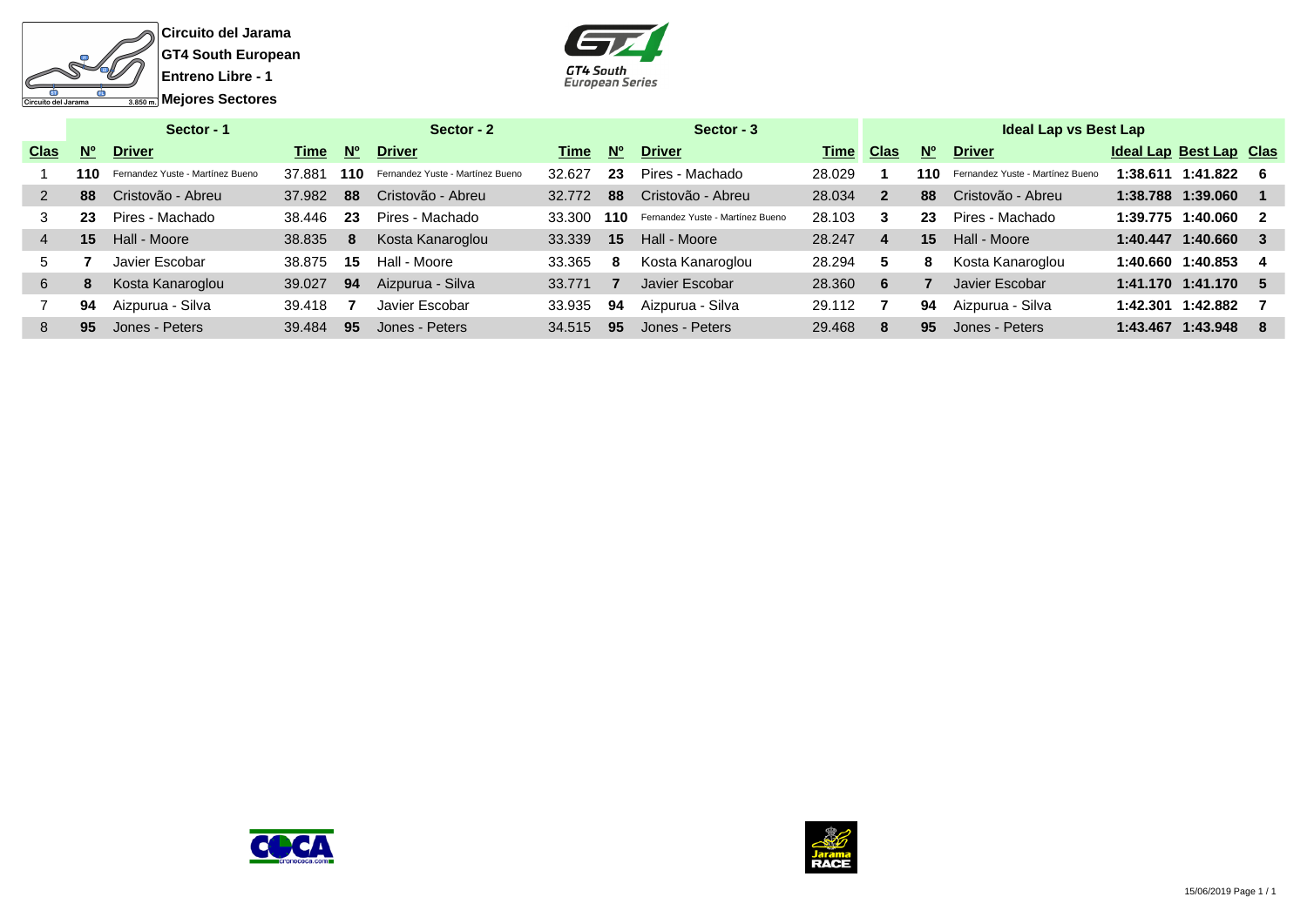**Circuito del Jarama**
**GT4 South European**
**Entreno Libre - 1**
**Mejores Sectores**

| Sector - 1 | | | | Sector - 2 | | | Sector - 3 | | | Ideal Lap vs Best Lap | | | | | |
|---|---|---|---|---|---|---|---|---|---|---|---|---|---|---|---|
| Clas | Nº | Driver | Time | Nº | Driver | Time | Nº | Driver | Time | Clas | Nº | Driver | Ideal Lap | Best Lap | Clas |
| 1 | 110 | Fernandez Yuste - Martínez Bueno | 37.881 | 110 | Fernandez Yuste - Martínez Bueno | 32.627 | 23 | Pires - Machado | 28.029 | 1 | 110 | Fernandez Yuste - Martínez Bueno | 1:38.611 | 1:41.822 | 6 |
| 2 | 88 | Cristovão - Abreu | 37.982 | 88 | Cristovão - Abreu | 32.772 | 88 | Cristovão - Abreu | 28.034 | 2 | 88 | Cristovão - Abreu | 1:38.788 | 1:39.060 | 1 |
| 3 | 23 | Pires - Machado | 38.446 | 23 | Pires - Machado | 33.300 | 110 | Fernandez Yuste - Martínez Bueno | 28.103 | 3 | 23 | Pires - Machado | 1:39.775 | 1:40.060 | 2 |
| 4 | 15 | Hall - Moore | 38.835 | 8 | Kosta Kanaroglou | 33.339 | 15 | Hall - Moore | 28.247 | 4 | 15 | Hall - Moore | 1:40.447 | 1:40.660 | 3 |
| 5 | 7 | Javier Escobar | 38.875 | 15 | Hall - Moore | 33.365 | 8 | Kosta Kanaroglou | 28.294 | 5 | 8 | Kosta Kanaroglou | 1:40.660 | 1:40.853 | 4 |
| 6 | 8 | Kosta Kanaroglou | 39.027 | 94 | Aizpurua - Silva | 33.771 | 7 | Javier Escobar | 28.360 | 6 | 7 | Javier Escobar | 1:41.170 | 1:41.170 | 5 |
| 7 | 94 | Aizpurua - Silva | 39.418 | 7 | Javier Escobar | 33.935 | 94 | Aizpurua - Silva | 29.112 | 7 | 94 | Aizpurua - Silva | 1:42.301 | 1:42.882 | 7 |
| 8 | 95 | Jones - Peters | 39.484 | 95 | Jones - Peters | 34.515 | 95 | Jones - Peters | 29.468 | 8 | 95 | Jones - Peters | 1:43.467 | 1:43.948 | 8 |

15/06/2019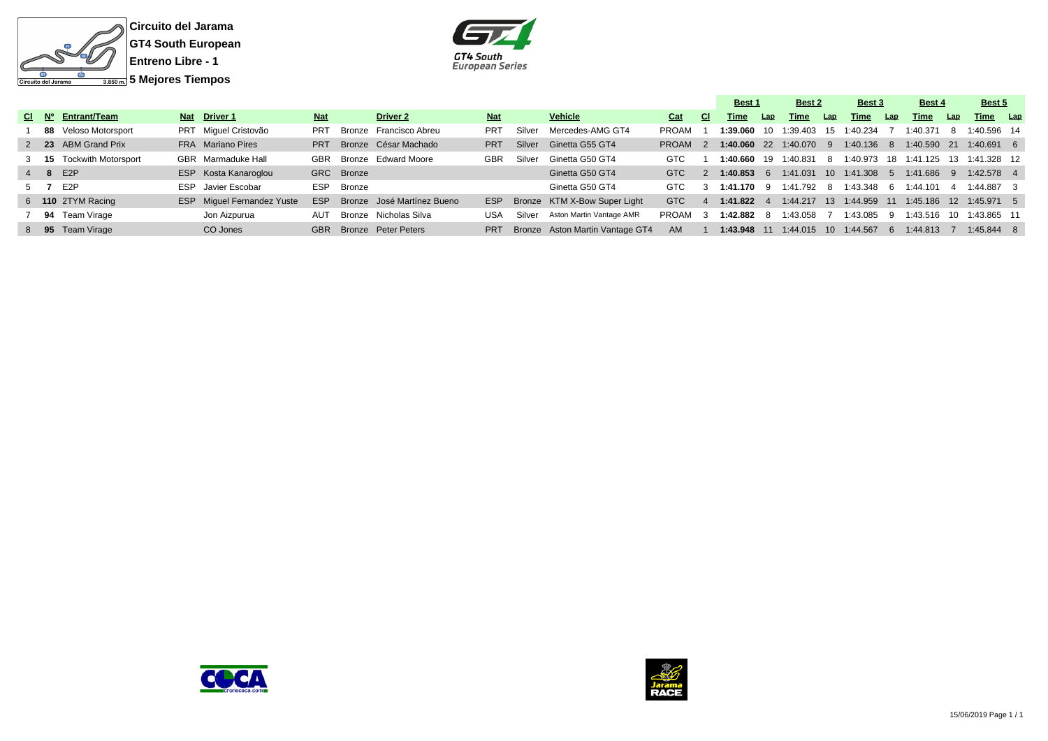**Circuito del Jarama**
**GT4 South European**
**Entreno Libre - 1**
**5 Mejores Tiempos**

| Cl | Nº | Entrant/Team | Nat | Driver 1 | Nat | | Driver 2 | Nat | | Vehicle | Cat | Cl | Best 1 Time | Lap | Best 2 Time | Lap | Best 3 Time | Lap | Best 4 Time | Lap | Best 5 Time | Lap |
|---|---|---|---|---|---|---|---|---|---|---|---|---|---|---|---|---|---|---|---|---|---|---|
| 1 | **88** | Veloso Motorsport | PRT | Miguel Cristovão | PRT | Bronze | Francisco Abreu | PRT | Silver | Mercedes-AMG GT4 | PROAM | 1 | **1:39.060** | 10 | 1:39.403 | 15 | 1:40.234 | 7 | 1:40.371 | 8 | 1:40.596 | 14 |
| 2 | **23** | ABM Grand Prix | FRA | Mariano Pires | PRT | Bronze | César Machado | PRT | Silver | Ginetta G55 GT4 | PROAM | 2 | **1:40.060** | 22 | 1:40.070 | 9 | 1:40.136 | 8 | 1:40.590 | 21 | 1:40.691 | 6 |
| 3 | **15** | Tockwith Motorsport | GBR | Marmaduke Hall | GBR | Bronze | Edward Moore | GBR | Silver | Ginetta G50 GT4 | GTC | 1 | **1:40.660** | 19 | 1:40.831 | 8 | 1:40.973 | 18 | 1:41.125 | 13 | 1:41.328 | 12 |
| 4 | **8** | E2P | ESP | Kosta Kanaroglou | GRC | Bronze | | | | Ginetta G50 GT4 | GTC | 2 | **1:40.853** | 6 | 1:41.031 | 10 | 1:41.308 | 5 | 1:41.686 | 9 | 1:42.578 | 4 |
| 5 | **7** | E2P | ESP | Javier Escobar | ESP | Bronze | | | | Ginetta G50 GT4 | GTC | 3 | **1:41.170** | 9 | 1:41.792 | 8 | 1:43.348 | 6 | 1:44.101 | 4 | 1:44.887 | 3 |
| 6 | **110** | 2TYM Racing | ESP | Miguel Fernandez Yuste | ESP | Bronze | José Martínez Bueno | ESP | Bronze | KTM X-Bow Super Light | GTC | 4 | **1:41.822** | 4 | 1:44.217 | 13 | 1:44.959 | 11 | 1:45.186 | 12 | 1:45.971 | 5 |
| 7 | **94** | Team Virage | | Jon Aizpurua | AUT | Bronze | Nicholas Silva | USA | Silver | Aston Martin Vantage AMR | PROAM | 3 | **1:42.882** | 8 | 1:43.058 | 7 | 1:43.085 | 9 | 1:43.516 | 10 | 1:43.865 | 11 |
| 8 | **95** | Team Virage | | CO Jones | GBR | Bronze | Peter Peters | PRT | Bronze | Aston Martin Vantage GT4 | AM | 1 | **1:43.948** | 11 | 1:44.015 | 10 | 1:44.567 | 6 | 1:44.813 | 7 | 1:45.844 | 8 |

15/06/2019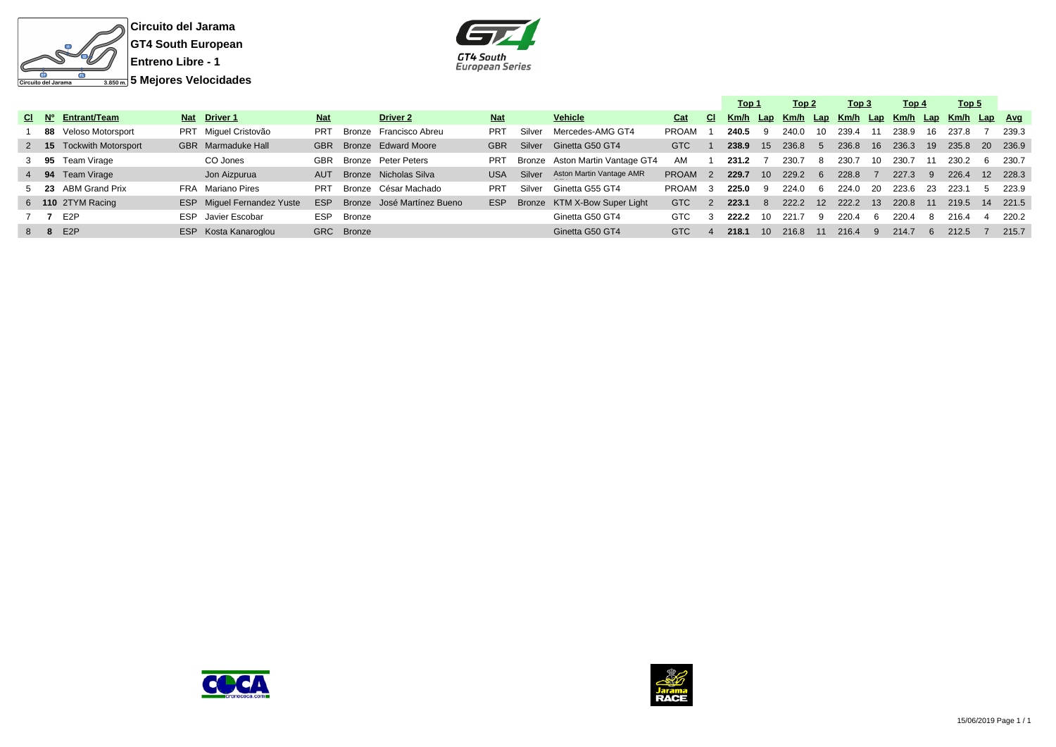**Circuito del Jarama**

**GT4 South European**

**Entreno Libre - 1**

**5 Mejores Velocidades**

| Cl | Nº | Entrant/Team | Nat | Driver 1 | Nat | | Driver 2 | Nat | | Vehicle | Cat | Cl | Top 1 Km/h | Lap | Top 2 Km/h | Lap | Top 3 Km/h | Lap | Top 4 Km/h | Lap | Top 5 Km/h | Lap | Avg |
|---|---|---|---|---|---|---|---|---|---|---|---|---|---|---|---|---|---|---|---|---|---|---|---|
| 1 | **88** | Veloso Motorsport | PRT | Miguel Cristovão | PRT | Bronze | Francisco Abreu | PRT | Silver | Mercedes-AMG GT4 | PROAM | 1 | **240.5** | 9 | 240.0 | 10 | 239.4 | 11 | 238.9 | 16 | 237.8 | 7 | 239.3 |
| 2 | **15** | Tockwith Motorsport | GBR | Marmaduke Hall | GBR | Bronze | Edward Moore | GBR | Silver | Ginetta G50 GT4 | GTC | 1 | **238.9** | 15 | 236.8 | 5 | 236.8 | 16 | 236.3 | 19 | 235.8 | 20 | 236.9 |
| 3 | **95** | Team Virage | | CO Jones | GBR | Bronze | Peter Peters | PRT | Bronze | Aston Martin Vantage GT4 | AM | 1 | **231.2** | 7 | 230.7 | 8 | 230.7 | 10 | 230.7 | 11 | 230.2 | 6 | 230.7 |
| 4 | **94** | Team Virage | | Jon Aizpurua | AUT | Bronze | Nicholas Silva | USA | Silver | Aston Martin Vantage AMR | PROAM | 2 | **229.7** | 10 | 229.2 | 6 | 228.8 | 7 | 227.3 | 9 | 226.4 | 12 | 228.3 |
| 5 | **23** | ABM Grand Prix | FRA | Mariano Pires | PRT | Bronze | César Machado | PRT | Silver | Ginetta G55 GT4 | PROAM | 3 | **225.0** | 9 | 224.0 | 6 | 224.0 | 20 | 223.6 | 23 | 223.1 | 5 | 223.9 |
| 6 | **110** | 2TYM Racing | ESP | Miguel Fernandez Yuste | ESP | Bronze | José Martínez Bueno | ESP | Bronze | KTM X-Bow Super Light | GTC | 2 | **223.1** | 8 | 222.2 | 12 | 222.2 | 13 | 220.8 | 11 | 219.5 | 14 | 221.5 |
| 7 | **7** | E2P | ESP | Javier Escobar | ESP | Bronze | | | | Ginetta G50 GT4 | GTC | 3 | **222.2** | 10 | 221.7 | 9 | 220.4 | 6 | 220.4 | 8 | 216.4 | 4 | 220.2 |
| 8 | **8** | E2P | ESP | Kosta Kanaroglou | GRC | Bronze | | | | Ginetta G50 GT4 | GTC | 4 | **218.1** | 10 | 216.8 | 11 | 216.4 | 9 | 214.7 | 6 | 212.5 | 7 | 215.7 |

15/06/2019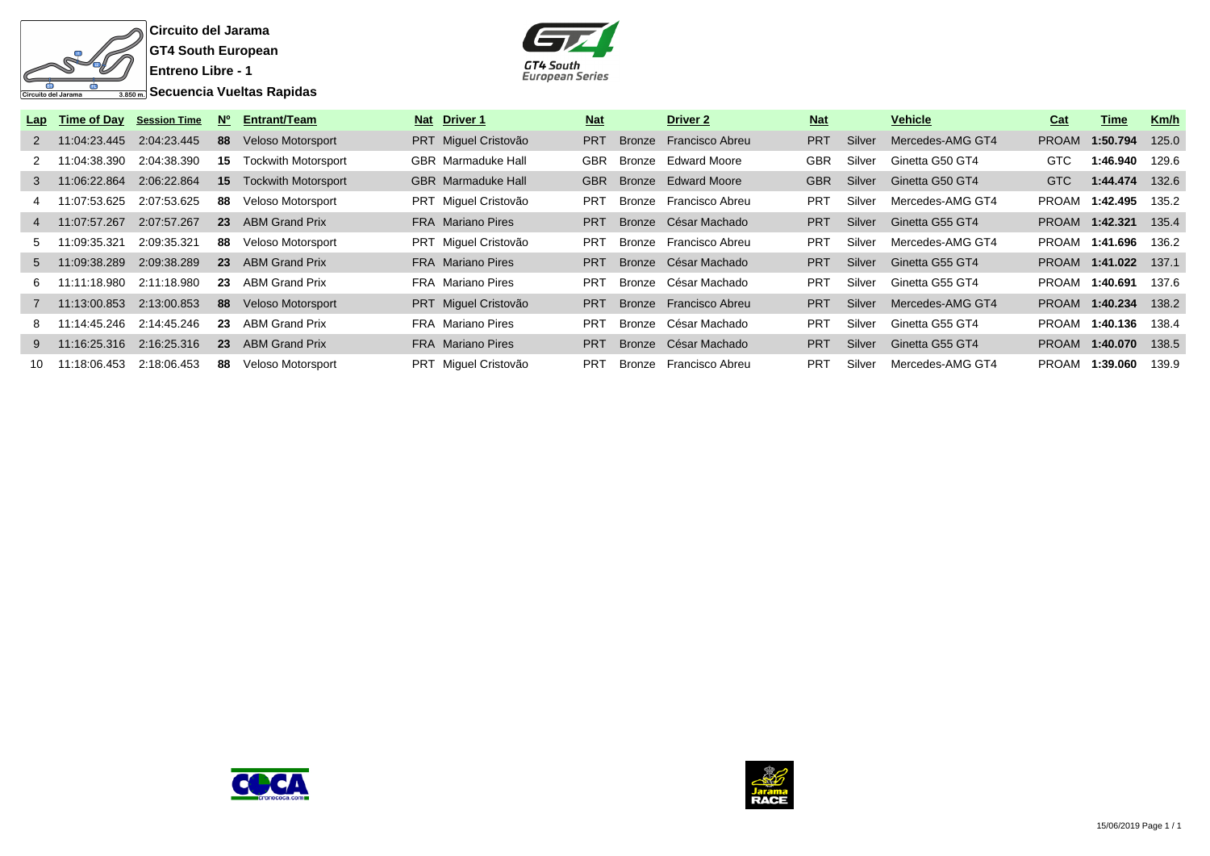**Circuito del Jarama**

**GT4 South European**

**Entreno Libre - 1**

**Secuencia Vueltas Rapidas**

| Lap | Time of Day | Session Time | Nº | Entrant/Team | Nat | Driver 1 | Nat | | Driver 2 | Nat | | Vehicle | Cat | Time | Km/h |
|---|---|---|---|---|---|---|---|---|---|---|---|---|---|---|---|
| 2 | 11:04:23.445 | 2:04:23.445 | **88** | Veloso Motorsport | PRT | Miguel Cristovão | PRT | Bronze | Francisco Abreu | PRT | Silver | Mercedes-AMG GT4 | PROAM | **1:50.794** | 125.0 |
| 2 | 11:04:38.390 | 2:04:38.390 | **15** | Tockwith Motorsport | GBR | Marmaduke Hall | GBR | Bronze | Edward Moore | GBR | Silver | Ginetta G50 GT4 | GTC | **1:46.940** | 129.6 |
| 3 | 11:06:22.864 | 2:06:22.864 | **15** | Tockwith Motorsport | GBR | Marmaduke Hall | GBR | Bronze | Edward Moore | GBR | Silver | Ginetta G50 GT4 | GTC | **1:44.474** | 132.6 |
| 4 | 11:07:53.625 | 2:07:53.625 | **88** | Veloso Motorsport | PRT | Miguel Cristovão | PRT | Bronze | Francisco Abreu | PRT | Silver | Mercedes-AMG GT4 | PROAM | **1:42.495** | 135.2 |
| 4 | 11:07:57.267 | 2:07:57.267 | **23** | ABM Grand Prix | FRA | Mariano Pires | PRT | Bronze | César Machado | PRT | Silver | Ginetta G55 GT4 | PROAM | **1:42.321** | 135.4 |
| 5 | 11:09:35.321 | 2:09:35.321 | **88** | Veloso Motorsport | PRT | Miguel Cristovão | PRT | Bronze | Francisco Abreu | PRT | Silver | Mercedes-AMG GT4 | PROAM | **1:41.696** | 136.2 |
| 5 | 11:09:38.289 | 2:09:38.289 | **23** | ABM Grand Prix | FRA | Mariano Pires | PRT | Bronze | César Machado | PRT | Silver | Ginetta G55 GT4 | PROAM | **1:41.022** | 137.1 |
| 6 | 11:11:18.980 | 2:11:18.980 | **23** | ABM Grand Prix | FRA | Mariano Pires | PRT | Bronze | César Machado | PRT | Silver | Ginetta G55 GT4 | PROAM | **1:40.691** | 137.6 |
| 7 | 11:13:00.853 | 2:13:00.853 | **88** | Veloso Motorsport | PRT | Miguel Cristovão | PRT | Bronze | Francisco Abreu | PRT | Silver | Mercedes-AMG GT4 | PROAM | **1:40.234** | 138.2 |
| 8 | 11:14:45.246 | 2:14:45.246 | **23** | ABM Grand Prix | FRA | Mariano Pires | PRT | Bronze | César Machado | PRT | Silver | Ginetta G55 GT4 | PROAM | **1:40.136** | 138.4 |
| 9 | 11:16:25.316 | 2:16:25.316 | **23** | ABM Grand Prix | FRA | Mariano Pires | PRT | Bronze | César Machado | PRT | Silver | Ginetta G55 GT4 | PROAM | **1:40.070** | 138.5 |
| 10 | 11:18:06.453 | 2:18:06.453 | **88** | Veloso Motorsport | PRT | Miguel Cristovão | PRT | Bronze | Francisco Abreu | PRT | Silver | Mercedes-AMG GT4 | PROAM | **1:39.060** | 139.9 |

15/06/2019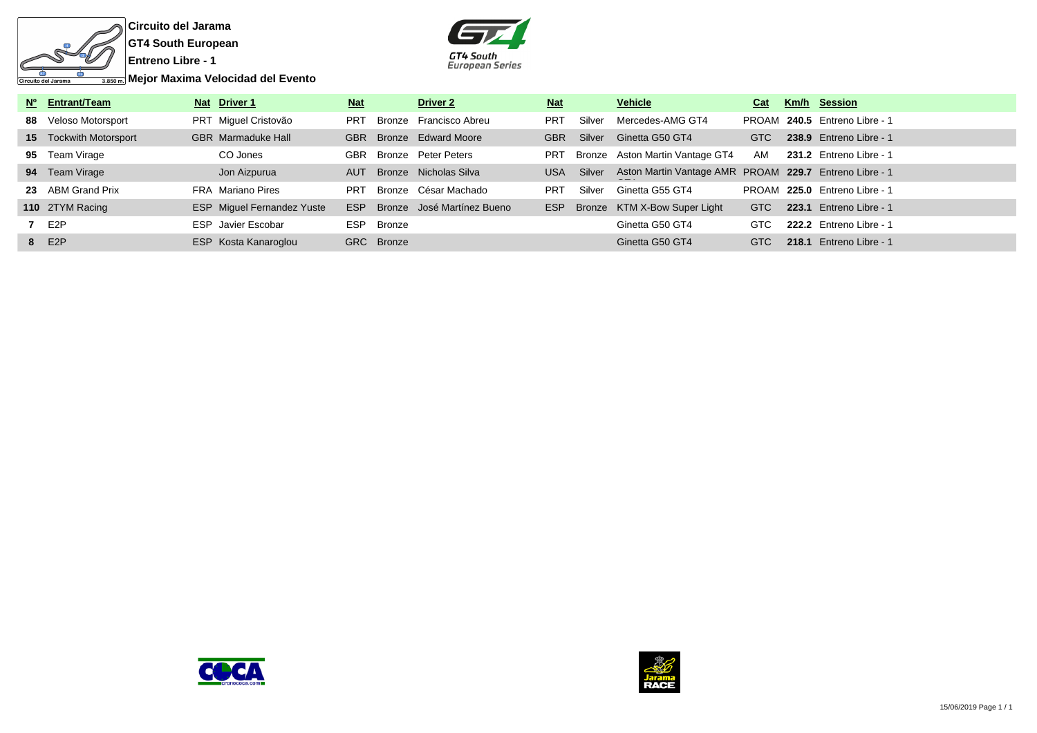**Circuito del Jarama**

**GT4 South European**

**Entreno Libre - 1**

**Mejor Maxima Velocidad del Evento**

| Nº | Entrant/Team | Nat | Driver 1 | Nat | | Driver 2 | Nat | | Vehicle | Cat | Km/h | Session |
|---|---|---|---|---|---|---|---|---|---|---|---|---|
| **88** | Veloso Motorsport | PRT | Miguel Cristovão | PRT | Bronze | Francisco Abreu | PRT | Silver | Mercedes-AMG GT4 | PROAM | **240.5** | Entreno Libre - 1 |
| **15** | Tockwith Motorsport | GBR | Marmaduke Hall | GBR | Bronze | Edward Moore | GBR | Silver | Ginetta G50 GT4 | GTC | **238.9** | Entreno Libre - 1 |
| **95** | Team Virage | | CO Jones | GBR | Bronze | Peter Peters | PRT | Bronze | Aston Martin Vantage GT4 | AM | **231.2** | Entreno Libre - 1 |
| **94** | Team Virage | | Jon Aizpurua | AUT | Bronze | Nicholas Silva | USA | Silver | Aston Martin Vantage AMR GT4 | PROAM | **229.7** | Entreno Libre - 1 |
| **23** | ABM Grand Prix | FRA | Mariano Pires | PRT | Bronze | César Machado | PRT | Silver | Ginetta G55 GT4 | PROAM | **225.0** | Entreno Libre - 1 |
| **110** | 2TYM Racing | ESP | Miguel Fernandez Yuste | ESP | Bronze | José Martínez Bueno | ESP | Bronze | KTM X-Bow Super Light | GTC | **223.1** | Entreno Libre - 1 |
| **7** | E2P | ESP | Javier Escobar | ESP | Bronze | | | | Ginetta G50 GT4 | GTC | **222.2** | Entreno Libre - 1 |
| **8** | E2P | ESP | Kosta Kanaroglou | GRC | Bronze | | | | Ginetta G50 GT4 | GTC | **218.1** | Entreno Libre - 1 |

15/06/2019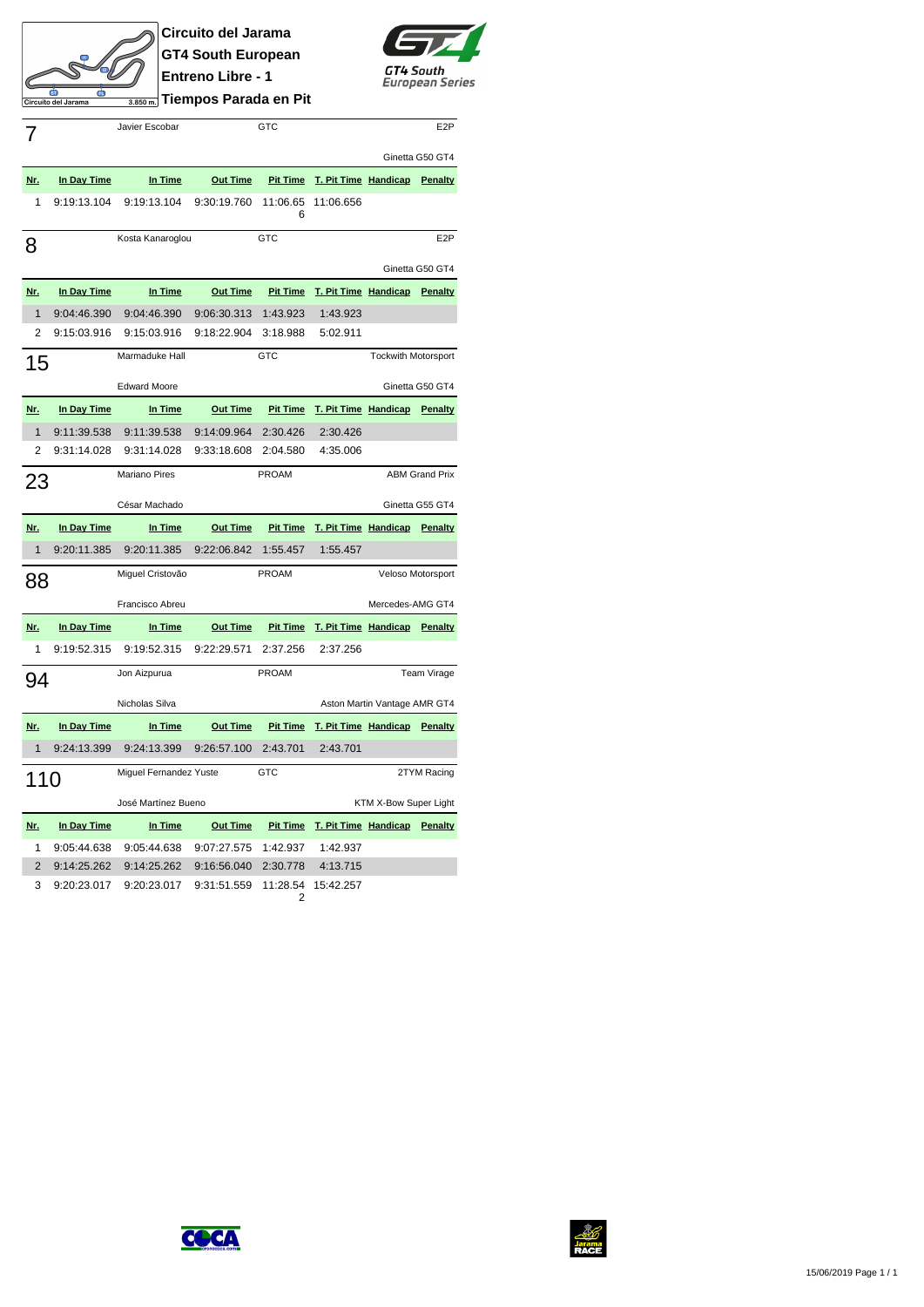Circuito del Jarama

3.850 m.

# Circuito del Jarama
## GT4 South European
## Entreno Libre - 1
## Tiempos Parada en Pit

GT4 South European Series

**7** | Javier Escobar | GTC | E2P

Ginetta G50 GT4

| Nr. | In Day Time | In Time | Out Time | Pit Time | T. Pit Time | Handicap | Penalty |
|---|---|---|---|---|---|---|---|
| 1 | 9:19:13.104 | 9:19:13.104 | 9:30:19.760 | 11:06.656 | 11:06.656 | | |

**8** | Kosta Kanaroglou | GTC | E2P

Ginetta G50 GT4

| Nr. | In Day Time | In Time | Out Time | Pit Time | T. Pit Time | Handicap | Penalty |
|---|---|---|---|---|---|---|---|
| 1 | 9:04:46.390 | 9:04:46.390 | 9:06:30.313 | 1:43.923 | 1:43.923 | | |
| 2 | 9:15:03.916 | 9:15:03.916 | 9:18:22.904 | 3:18.988 | 5:02.911 | | |

**15** | Marmaduke Hall | GTC | Tockwith Motorsport

Edward Moore | Ginetta G50 GT4

| Nr. | In Day Time | In Time | Out Time | Pit Time | T. Pit Time | Handicap | Penalty |
|---|---|---|---|---|---|---|---|
| 1 | 9:11:39.538 | 9:11:39.538 | 9:14:09.964 | 2:30.426 | 2:30.426 | | |
| 2 | 9:31:14.028 | 9:31:14.028 | 9:33:18.608 | 2:04.580 | 4:35.006 | | |

**23** | Mariano Pires | PROAM | ABM Grand Prix

César Machado | Ginetta G55 GT4

| Nr. | In Day Time | In Time | Out Time | Pit Time | T. Pit Time | Handicap | Penalty |
|---|---|---|---|---|---|---|---|
| 1 | 9:20:11.385 | 9:20:11.385 | 9:22:06.842 | 1:55.457 | 1:55.457 | | |

**88** | Miguel Cristovão | PROAM | Veloso Motorsport

Francisco Abreu | Mercedes-AMG GT4

| Nr. | In Day Time | In Time | Out Time | Pit Time | T. Pit Time | Handicap | Penalty |
|---|---|---|---|---|---|---|---|
| 1 | 9:19:52.315 | 9:19:52.315 | 9:22:29.571 | 2:37.256 | 2:37.256 | | |

**94** | Jon Aizpurua | PROAM | Team Virage

Nicholas Silva | Aston Martin Vantage AMR GT4

| Nr. | In Day Time | In Time | Out Time | Pit Time | T. Pit Time | Handicap | Penalty |
|---|---|---|---|---|---|---|---|
| 1 | 9:24:13.399 | 9:24:13.399 | 9:26:57.100 | 2:43.701 | 2:43.701 | | |

**110** | Miguel Fernandez Yuste | GTC | 2TYM Racing

José Martínez Bueno | KTM X-Bow Super Light

| Nr. | In Day Time | In Time | Out Time | Pit Time | T. Pit Time | Handicap | Penalty |
|---|---|---|---|---|---|---|---|
| 1 | 9:05:44.638 | 9:05:44.638 | 9:07:27.575 | 1:42.937 | 1:42.937 | | |
| 2 | 9:14:25.262 | 9:14:25.262 | 9:16:56.040 | 2:30.778 | 4:13.715 | | |
| 3 | 9:20:23.017 | 9:20:23.017 | 9:31:51.559 | 11:28.542 | 15:42.257 | | |

15/06/2019